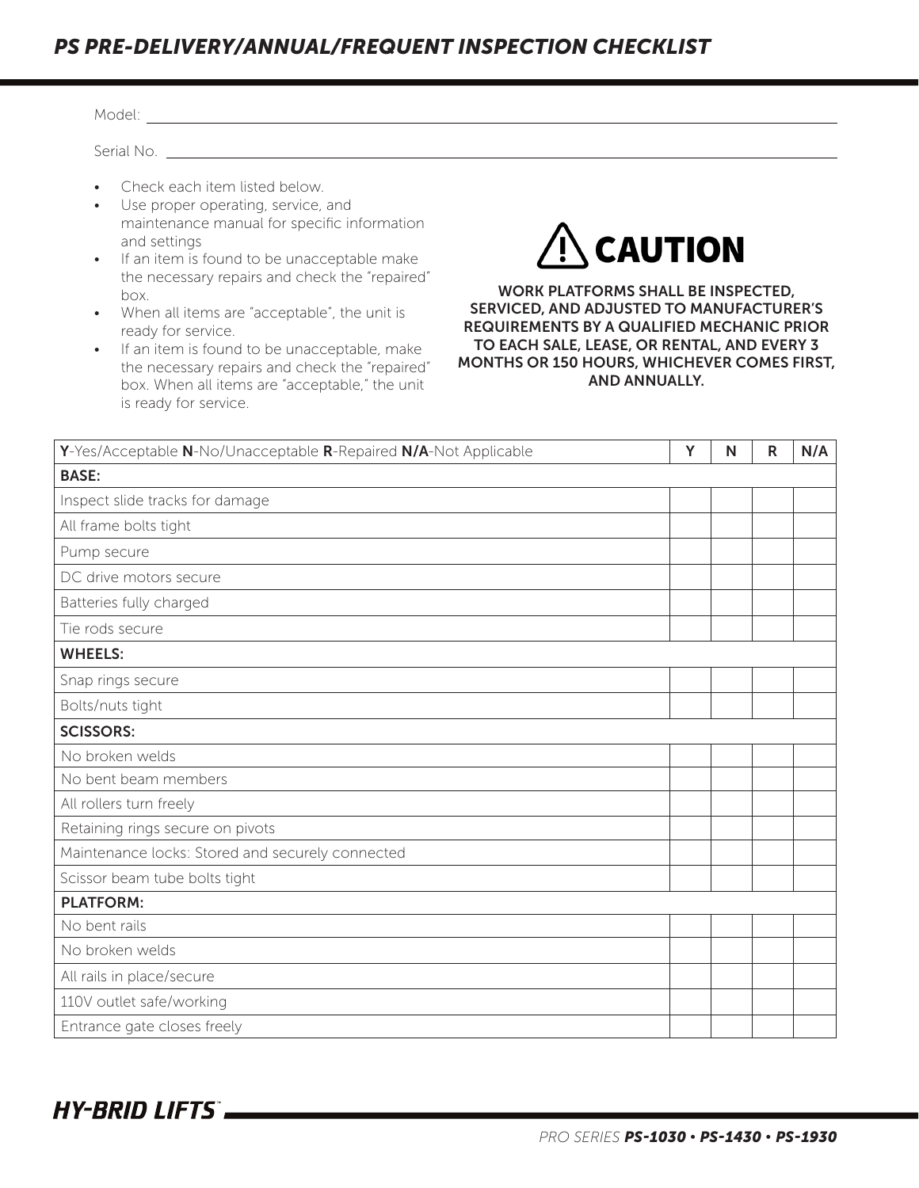# *PS PRE-DELIVERY/ANNUAL/FREQUENT INSPECTION CHECKLIST*

Model: ______________________________

Serial No. ______________________________

- Check each item listed below.
- Use proper operating, service, and maintenance manual for specific information and settings
- If an item is found to be unacceptable make the necessary repairs and check the "repaired" box.
- When all items are "acceptable", the unit is ready for service.
- If an item is found to be unacceptable, make the necessary repairs and check the "repaired" box. When all items are "acceptable," the unit is ready for service.

**⚠ CAUTION**

**WORK PLATFORMS SHALL BE INSPECTED, SERVICED, AND ADJUSTED TO MANUFACTURER'S REQUIREMENTS BY A QUALIFIED MECHANIC PRIOR TO EACH SALE, LEASE, OR RENTAL, AND EVERY 3 MONTHS OR 150 HOURS, WHICHEVER COMES FIRST, AND ANNUALLY.**

| **Y**-Yes/Acceptable **N**-No/Unacceptable **R**-Repaired **N/A**-Not Applicable | Y | N | R | N/A |
|---|---|---|---|---|
| **BASE:** | | | | |
| Inspect slide tracks for damage | | | | |
| All frame bolts tight | | | | |
| Pump secure | | | | |
| DC drive motors secure | | | | |
| Batteries fully charged | | | | |
| Tie rods secure | | | | |
| **WHEELS:** | | | | |
| Snap rings secure | | | | |
| Bolts/nuts tight | | | | |
| **SCISSORS:** | | | | |
| No broken welds | | | | |
| No bent beam members | | | | |
| All rollers turn freely | | | | |
| Retaining rings secure on pivots | | | | |
| Maintenance locks: Stored and securely connected | | | | |
| Scissor beam tube bolts tight | | | | |
| **PLATFORM:** | | | | |
| No bent rails | | | | |
| No broken welds | | | | |
| All rails in place/secure | | | | |
| 110V outlet safe/working | | | | |
| Entrance gate closes freely | | | | |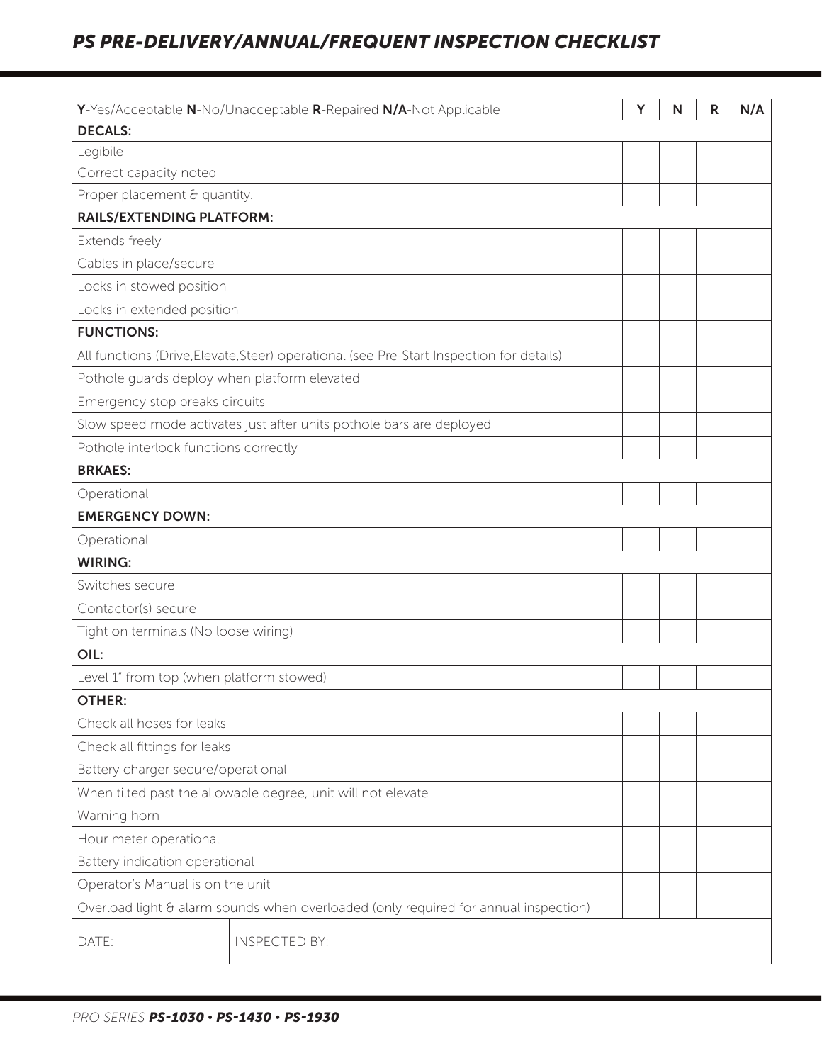## PS PRE-DELIVERY/ANNUAL/FREQUENT INSPECTION CHECKLIST

| **Y**-Yes/Acceptable **N**-No/Unacceptable **R**-Repaired **N/A**-Not Applicable | Y | N | R | N/A |
|---|---|---|---|---|
| **DECALS:** | | | | |
| Legibile | | | | |
| Correct capacity noted | | | | |
| Proper placement & quantity. | | | | |
| **RAILS/EXTENDING PLATFORM:** | | | | |
| Extends freely | | | | |
| Cables in place/secure | | | | |
| Locks in stowed position | | | | |
| Locks in extended position | | | | |
| **FUNCTIONS:** | | | | |
| All functions (Drive,Elevate,Steer) operational (see Pre-Start Inspection for details) | | | | |
| Pothole guards deploy when platform elevated | | | | |
| Emergency stop breaks circuits | | | | |
| Slow speed mode activates just after units pothole bars are deployed | | | | |
| Pothole interlock functions correctly | | | | |
| **BRKAES:** | | | | |
| Operational | | | | |
| **EMERGENCY DOWN:** | | | | |
| Operational | | | | |
| **WIRING:** | | | | |
| Switches secure | | | | |
| Contactor(s) secure | | | | |
| Tight on terminals (No loose wiring) | | | | |
| **OIL:** | | | | |
| Level 1" from top (when platform stowed) | | | | |
| **OTHER:** | | | | |
| Check all hoses for leaks | | | | |
| Check all fittings for leaks | | | | |
| Battery charger secure/operational | | | | |
| When tilted past the allowable degree, unit will not elevate | | | | |
| Warning horn | | | | |
| Hour meter operational | | | | |
| Battery indication operational | | | | |
| Operator's Manual is on the unit | | | | |
| Overload light & alarm sounds when overloaded (only required for annual inspection) | | | | |

| DATE: | INSPECTED BY: |
|---|---|